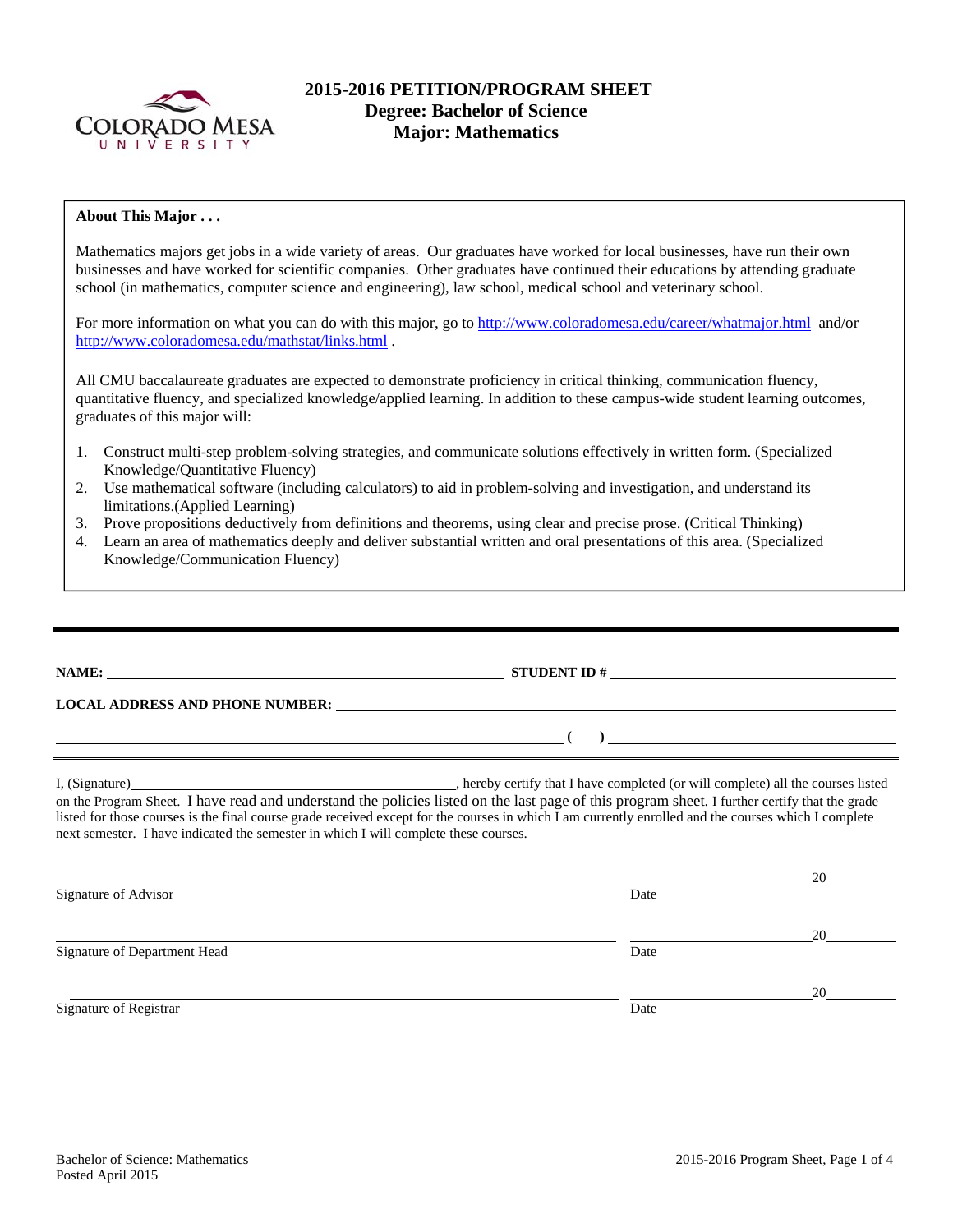# 2015-2016 PETITION/PROGRAM SHEET
## Degree: Bachelor of Science
## Major: Mathematics

**About This Major . . .**

Mathematics majors get jobs in a wide variety of areas. Our graduates have worked for local businesses, have run their own businesses and have worked for scientific companies. Other graduates have continued their educations by attending graduate school (in mathematics, computer science and engineering), law school, medical school and veterinary school.

For more information on what you can do with this major, go to http://www.coloradomesa.edu/career/whatmajor.html and/or http://www.coloradomesa.edu/mathstat/links.html .

All CMU baccalaureate graduates are expected to demonstrate proficiency in critical thinking, communication fluency, quantitative fluency, and specialized knowledge/applied learning. In addition to these campus-wide student learning outcomes, graduates of this major will:

1. Construct multi-step problem-solving strategies, and communicate solutions effectively in written form. (Specialized Knowledge/Quantitative Fluency)
2. Use mathematical software (including calculators) to aid in problem-solving and investigation, and understand its limitations.(Applied Learning)
3. Prove propositions deductively from definitions and theorems, using clear and precise prose. (Critical Thinking)
4. Learn an area of mathematics deeply and deliver substantial written and oral presentations of this area. (Specialized Knowledge/Communication Fluency)

---

**NAME:** ______________________________ **STUDENT ID #** ______________________________

**LOCAL ADDRESS AND PHONE NUMBER:** ______________________________

______________________________ ( ) ______________________________

I, (Signature)______________________________, hereby certify that I have completed (or will complete) all the courses listed on the Program Sheet. I have read and understand the policies listed on the last page of this program sheet. I further certify that the grade listed for those courses is the final course grade received except for the courses in which I am currently enrolled and the courses which I complete next semester. I have indicated the semester in which I will complete these courses.

______________________________ ______________ 20______
Signature of Advisor Date

______________________________ ______________ 20______
Signature of Department Head Date

______________________________ ______________ 20______
Signature of Registrar Date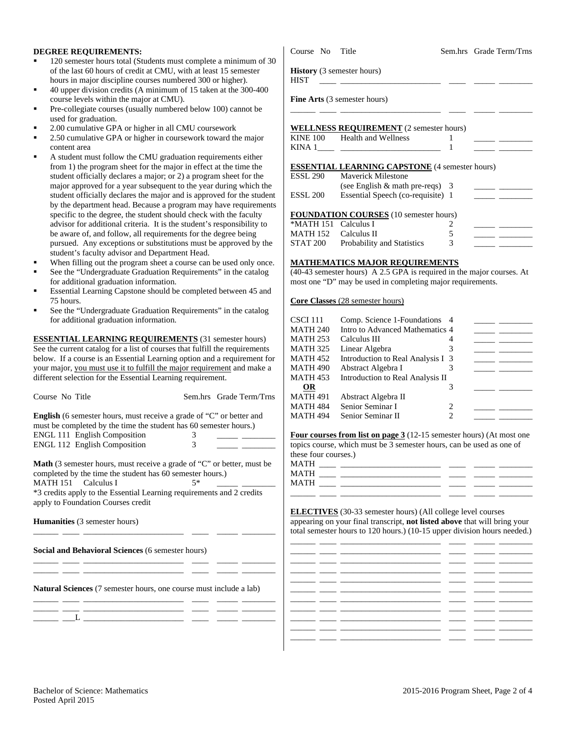## DEGREE REQUIREMENTS:

- 120 semester hours total (Students must complete a minimum of 30 of the last 60 hours of credit at CMU, with at least 15 semester hours in major discipline courses numbered 300 or higher).
- 40 upper division credits (A minimum of 15 taken at the 300-400 course levels within the major at CMU).
- Pre-collegiate courses (usually numbered below 100) cannot be used for graduation.
- 2.00 cumulative GPA or higher in all CMU coursework
- 2.50 cumulative GPA or higher in coursework toward the major content area
- A student must follow the CMU graduation requirements either from 1) the program sheet for the major in effect at the time the student officially declares a major; or 2) a program sheet for the major approved for a year subsequent to the year during which the student officially declares the major and is approved for the student by the department head. Because a program may have requirements specific to the degree, the student should check with the faculty advisor for additional criteria. It is the student's responsibility to be aware of, and follow, all requirements for the degree being pursued. Any exceptions or substitutions must be approved by the student's faculty advisor and Department Head.
- When filling out the program sheet a course can be used only once.
- See the "Undergraduate Graduation Requirements" in the catalog for additional graduation information.
- Essential Learning Capstone should be completed between 45 and 75 hours.
- See the "Undergraduate Graduation Requirements" in the catalog for additional graduation information.

## ESSENTIAL LEARNING REQUIREMENTS (31 semester hours)

See the current catalog for a list of courses that fulfill the requirements below. If a course is an Essential Learning option and a requirement for your major, you must use it to fulfill the major requirement and make a different selection for the Essential Learning requirement.

| Course No | Title | Sem.hrs | Grade | Term/Trns |
|---|---|---|---|---|
| **English** (6 semester hours, must receive a grade of "C" or better and must be completed by the time the student has 60 semester hours.) | | | | |
| ENGL 111 | English Composition | 3 | | |
| ENGL 112 | English Composition | 3 | | |
| **Math** (3 semester hours, must receive a grade of "C" or better, must be completed by the time the student has 60 semester hours.) | | | | |
| MATH 151 | Calculus I | 5* | | |

*3 credits apply to the Essential Learning requirements and 2 credits apply to Foundation Courses credit

| Course No | Title | Sem.hrs | Grade | Term/Trns |
|---|---|---|---|---|
| **Humanities** (3 semester hours) | | | | |
| | | | | |
| **Social and Behavioral Sciences** (6 semester hours) | | | | |
| | | | | |
| | | | | |
| **Natural Sciences** (7 semester hours, one course must include a lab) | | | | |
| | | | | |
| | | | | |
| ___L | | | | |
| **History** (3 semester hours) | | | | |
| HIST ____ | | | | |
| **Fine Arts** (3 semester hours) | | | | |
| | | | | |

## WELLNESS REQUIREMENT (2 semester hours)

| Course No | Title | Sem.hrs | Grade | Term/Trns |
|---|---|---|---|---|
| KINE 100 | Health and Wellness | 1 | | |
| KINA 1____ | | 1 | | |

## ESSENTIAL LEARNING CAPSTONE (4 semester hours)

| Course No | Title | Sem.hrs | Grade | Term/Trns |
|---|---|---|---|---|
| ESSL 290 | Maverick Milestone (see English & math pre-reqs) | 3 | | |
| ESSL 200 | Essential Speech (co-requisite) | 1 | | |

## FOUNDATION COURSES (10 semester hours)

| Course No | Title | Sem.hrs | Grade | Term/Trns |
|---|---|---|---|---|
| *MATH 151 | Calculus I | 2 | | |
| MATH 152 | Calculus II | 5 | | |
| STAT 200 | Probability and Statistics | 3 | | |

## MATHEMATICS MAJOR REQUIREMENTS

(40-43 semester hours) A 2.5 GPA is required in the major courses. At most one "D" may be used in completing major requirements.

### Core Classes (28 semester hours)

| Course No | Title | Sem.hrs | Grade | Term/Trns |
|---|---|---|---|---|
| CSCI 111 | Comp. Science 1-Foundations | 4 | | |
| MATH 240 | Intro to Advanced Mathematics | 4 | | |
| MATH 253 | Calculus III | 4 | | |
| MATH 325 | Linear Algebra | 3 | | |
| MATH 452 | Introduction to Real Analysis I | 3 | | |
| MATH 490 | Abstract Algebra I | 3 | | |
| MATH 453 **OR** MATH 491 | Introduction to Real Analysis II **OR** Abstract Algebra II | 3 | | |
| MATH 484 | Senior Seminar I | 2 | | |
| MATH 494 | Senior Seminar II | 2 | | |

### Four courses from list on page 3 (12-15 semester hours) (At most one topics course, which must be 3 semester hours, can be used as one of these four courses.)

| Course No | Title | Sem.hrs | Grade | Term/Trns |
|---|---|---|---|---|
| MATH ____ | | | | |
| MATH ____ | | | | |
| MATH ____ | | | | |
| | | | | |

## ELECTIVES (30-33 semester hours) (All college level courses appearing on your final transcript, **not listed above** that will bring your total semester hours to 120 hours.) (10-15 upper division hours needed.)

| Course No | Title | Sem.hrs | Grade | Term/Trns |
|---|---|---|---|---|
| | | | | |
| | | | | |
| | | | | |
| | | | | |
| | | | | |
| | | | | |
| | | | | |
| | | | | |
| | | | | |
| | | | | |
| | | | | |

Bachelor of Science: Mathematics
Posted April 2015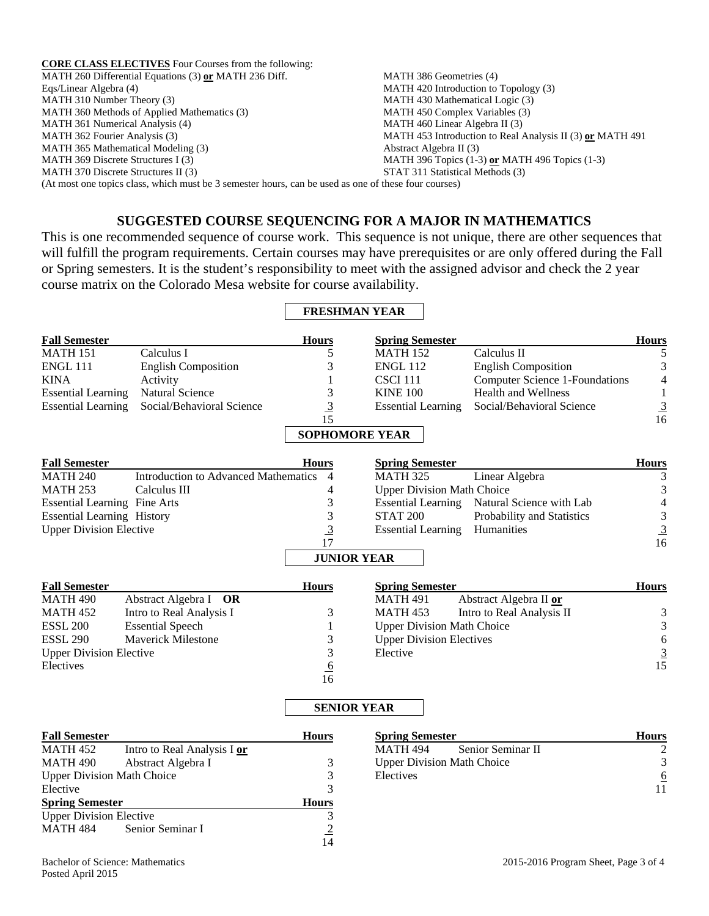**CORE CLASS ELECTIVES** Four Courses from the following:

MATH 260 Differential Equations (3) **or** MATH 236 Diff. Eqs/Linear Algebra (4)
MATH 310 Number Theory (3)
MATH 360 Methods of Applied Mathematics (3)
MATH 361 Numerical Analysis (4)
MATH 362 Fourier Analysis (3)
MATH 365 Mathematical Modeling (3)
MATH 369 Discrete Structures I (3)
MATH 370 Discrete Structures II (3)
MATH 386 Geometries (4)
MATH 420 Introduction to Topology (3)
MATH 430 Mathematical Logic (3)
MATH 450 Complex Variables (3)
MATH 460 Linear Algebra II (3)
MATH 453 Introduction to Real Analysis II (3) **or** MATH 491 Abstract Algebra II (3)
MATH 396 Topics (1-3) **or** MATH 496 Topics (1-3)
STAT 311 Statistical Methods (3)

(At most one topics class, which must be 3 semester hours, can be used as one of these four courses)

## SUGGESTED COURSE SEQUENCING FOR A MAJOR IN MATHEMATICS

This is one recommended sequence of course work. This sequence is not unique, there are other sequences that will fulfill the program requirements. Certain courses may have prerequisites or are only offered during the Fall or Spring semesters. It is the student's responsibility to meet with the assigned advisor and check the 2 year course matrix on the Colorado Mesa website for course availability.

### FRESHMAN YEAR

| Fall Semester | | Hours | Spring Semester | | Hours |
|---|---|---|---|---|---|
| MATH 151 | Calculus I | 5 | MATH 152 | Calculus II | 5 |
| ENGL 111 | English Composition | 3 | ENGL 112 | English Composition | 3 |
| KINA | Activity | 1 | CSCI 111 | Computer Science 1-Foundations | 4 |
| Essential Learning | Natural Science | 3 | KINE 100 | Health and Wellness | 1 |
| Essential Learning | Social/Behavioral Science | 3 | Essential Learning | Social/Behavioral Science | 3 |
| | | 15 | | | 16 |

### SOPHOMORE YEAR

| Fall Semester | | Hours | Spring Semester | | Hours |
|---|---|---|---|---|---|
| MATH 240 | Introduction to Advanced Mathematics | 4 | MATH 325 | Linear Algebra | 3 |
| MATH 253 | Calculus III | 4 | Upper Division Math Choice | | 3 |
| Essential Learning | Fine Arts | 3 | Essential Learning | Natural Science with Lab | 4 |
| Essential Learning | History | 3 | STAT 200 | Probability and Statistics | 3 |
| Upper Division Elective | | 3 | Essential Learning | Humanities | 3 |
| | | 17 | | | 16 |

### JUNIOR YEAR

| Fall Semester | | Hours | Spring Semester | | Hours |
|---|---|---|---|---|---|
| MATH 490 | Abstract Algebra I **OR** | | MATH 491 | Abstract Algebra II **or** | |
| MATH 452 | Intro to Real Analysis I | 3 | MATH 453 | Intro to Real Analysis II | 3 |
| ESSL 200 | Essential Speech | 1 | Upper Division Math Choice | | 3 |
| ESSL 290 | Maverick Milestone | 3 | Upper Division Electives | | 6 |
| Upper Division Elective | | 3 | Elective | | 3 |
| Electives | | 6 | | | 15 |
| | | 16 | | | |

### SENIOR YEAR

| Fall Semester | | Hours | Spring Semester | | Hours |
|---|---|---|---|---|---|
| MATH 452 | Intro to Real Analysis I **or** | | MATH 494 | Senior Seminar II | 2 |
| MATH 490 | Abstract Algebra I | 3 | Upper Division Math Choice | | 3 |
| Upper Division Math Choice | | 3 | Electives | | 6 |
| Elective | | 3 | | | 11 |
| **Spring Semester** | | **Hours** | | | |
| Upper Division Elective | | 3 | | | |
| MATH 484 | Senior Seminar I | 2 | | | |
| | | 14 | | | |

Bachelor of Science: Mathematics
Posted April 2015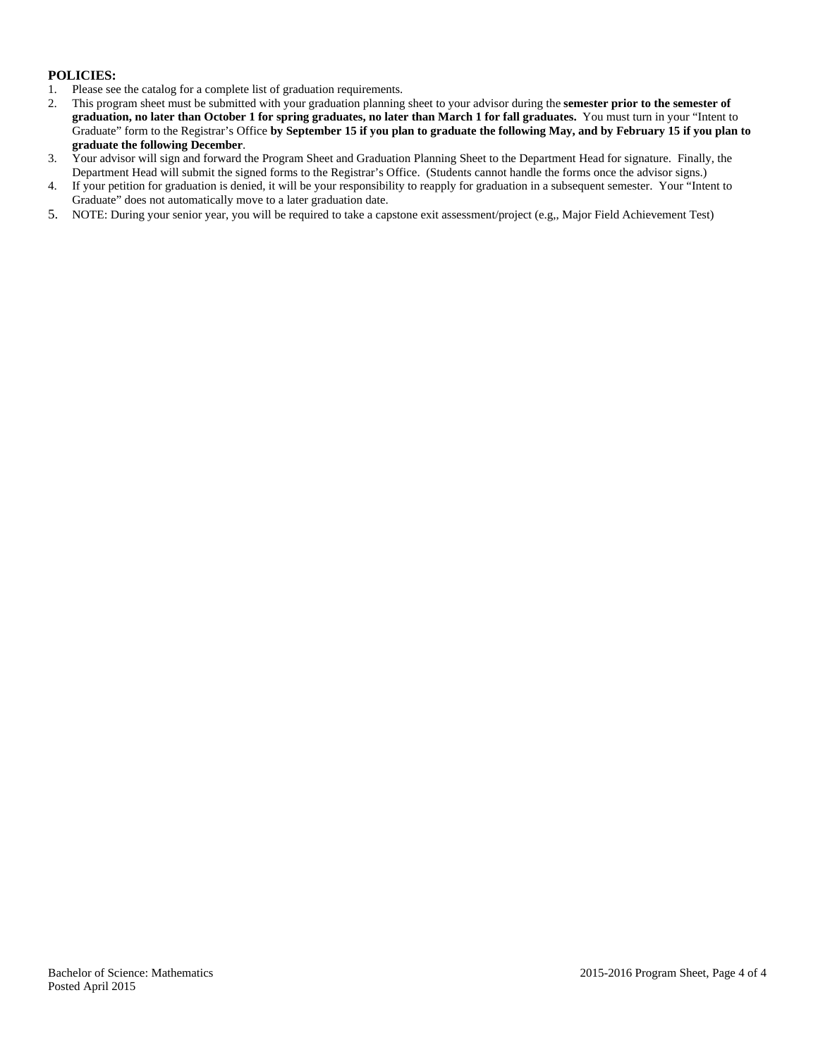**POLICIES:**

1. Please see the catalog for a complete list of graduation requirements.
2. This program sheet must be submitted with your graduation planning sheet to your advisor during the **semester prior to the semester of graduation, no later than October 1 for spring graduates, no later than March 1 for fall graduates.** You must turn in your "Intent to Graduate" form to the Registrar's Office **by September 15 if you plan to graduate the following May, and by February 15 if you plan to graduate the following December**.
3. Your advisor will sign and forward the Program Sheet and Graduation Planning Sheet to the Department Head for signature. Finally, the Department Head will submit the signed forms to the Registrar's Office. (Students cannot handle the forms once the advisor signs.)
4. If your petition for graduation is denied, it will be your responsibility to reapply for graduation in a subsequent semester. Your "Intent to Graduate" does not automatically move to a later graduation date.
5. NOTE: During your senior year, you will be required to take a capstone exit assessment/project (e.g,, Major Field Achievement Test)

Bachelor of Science: Mathematics
Posted April 2015